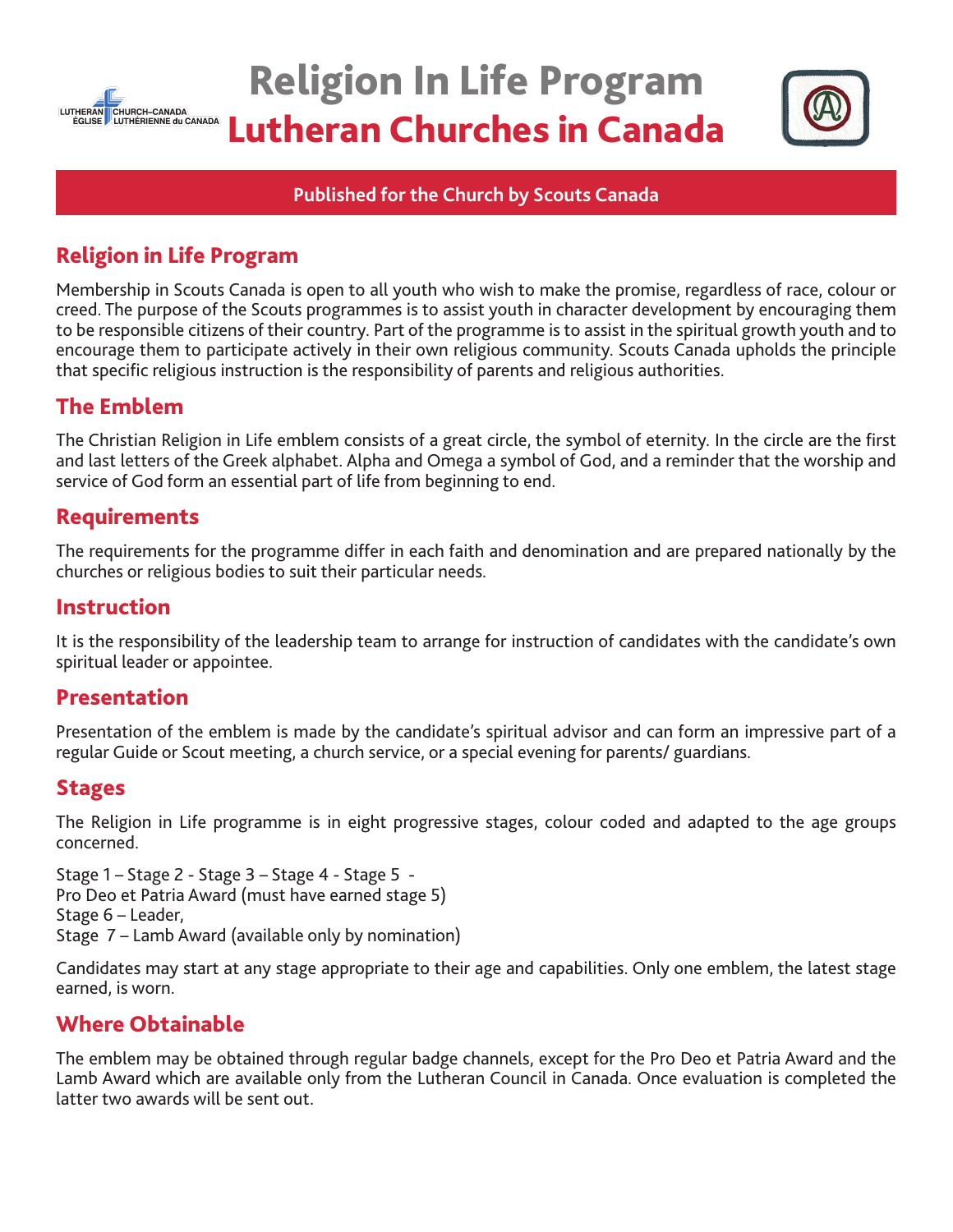LUTHERAN CHURCH–CANADA
ÉGLISE LUTHÉRIENNE du CANADA

# Religion In Life Program
# Lutheran Churches in Canada

**Published for the Church by Scouts Canada**

## Religion in Life Program

Membership in Scouts Canada is open to all youth who wish to make the promise, regardless of race, colour or creed. The purpose of the Scouts programmes is to assist youth in character development by encouraging them to be responsible citizens of their country. Part of the programme is to assist in the spiritual growth youth and to encourage them to participate actively in their own religious community. Scouts Canada upholds the principle that specific religious instruction is the responsibility of parents and religious authorities.

## The Emblem

The Christian Religion in Life emblem consists of a great circle, the symbol of eternity. In the circle are the first and last letters of the Greek alphabet. Alpha and Omega a symbol of God, and a reminder that the worship and service of God form an essential part of life from beginning to end.

## Requirements

The requirements for the programme differ in each faith and denomination and are prepared nationally by the churches or religious bodies to suit their particular needs.

## Instruction

It is the responsibility of the leadership team to arrange for instruction of candidates with the candidate's own spiritual leader or appointee.

## Presentation

Presentation of the emblem is made by the candidate's spiritual advisor and can form an impressive part of a regular Guide or Scout meeting, a church service, or a special evening for parents/ guardians.

## Stages

The Religion in Life programme is in eight progressive stages, colour coded and adapted to the age groups concerned.

Stage 1 – Stage 2 - Stage 3 – Stage 4 - Stage 5 -
Pro Deo et Patria Award (must have earned stage 5)
Stage 6 – Leader,
Stage 7 – Lamb Award (available only by nomination)

Candidates may start at any stage appropriate to their age and capabilities. Only one emblem, the latest stage earned, is worn.

## Where Obtainable

The emblem may be obtained through regular badge channels, except for the Pro Deo et Patria Award and the Lamb Award which are available only from the Lutheran Council in Canada. Once evaluation is completed the latter two awards will be sent out.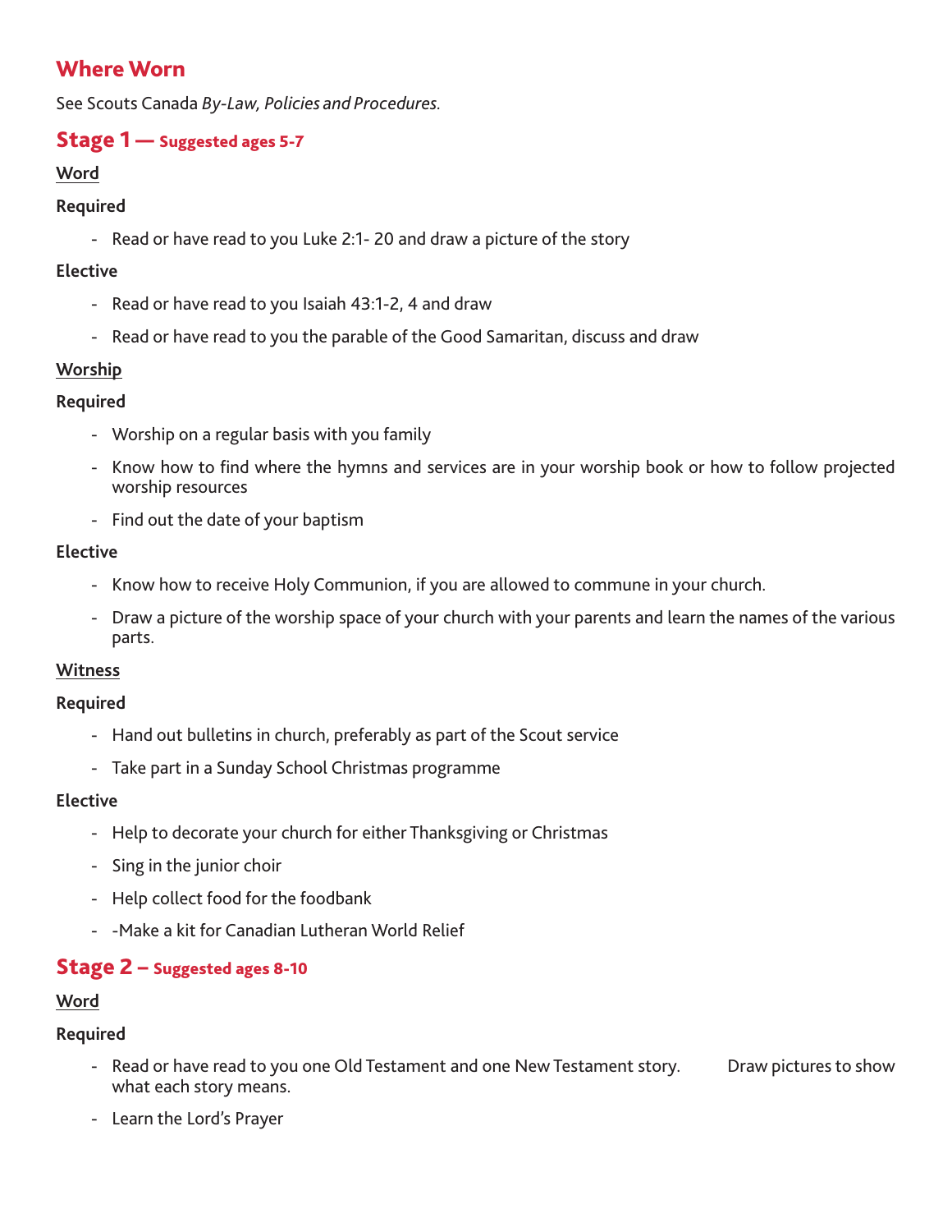## Where Worn

See Scouts Canada *By-Law, Policies and Procedures.*

## Stage 1 — Suggested ages 5-7

### Word

**Required**

- Read or have read to you Luke 2:1- 20 and draw a picture of the story

**Elective**

- Read or have read to you Isaiah 43:1-2, 4 and draw
- Read or have read to you the parable of the Good Samaritan, discuss and draw

### Worship

**Required**

- Worship on a regular basis with you family
- Know how to find where the hymns and services are in your worship book or how to follow projected worship resources
- Find out the date of your baptism

**Elective**

- Know how to receive Holy Communion, if you are allowed to commune in your church.
- Draw a picture of the worship space of your church with your parents and learn the names of the various parts.

### Witness

**Required**

- Hand out bulletins in church, preferably as part of the Scout service
- Take part in a Sunday School Christmas programme

**Elective**

- Help to decorate your church for either Thanksgiving or Christmas
- Sing in the junior choir
- Help collect food for the foodbank
- -Make a kit for Canadian Lutheran World Relief

## Stage 2 – Suggested ages 8-10

### Word

**Required**

- Read or have read to you one Old Testament and one New Testament story. Draw pictures to show what each story means.
- Learn the Lord's Prayer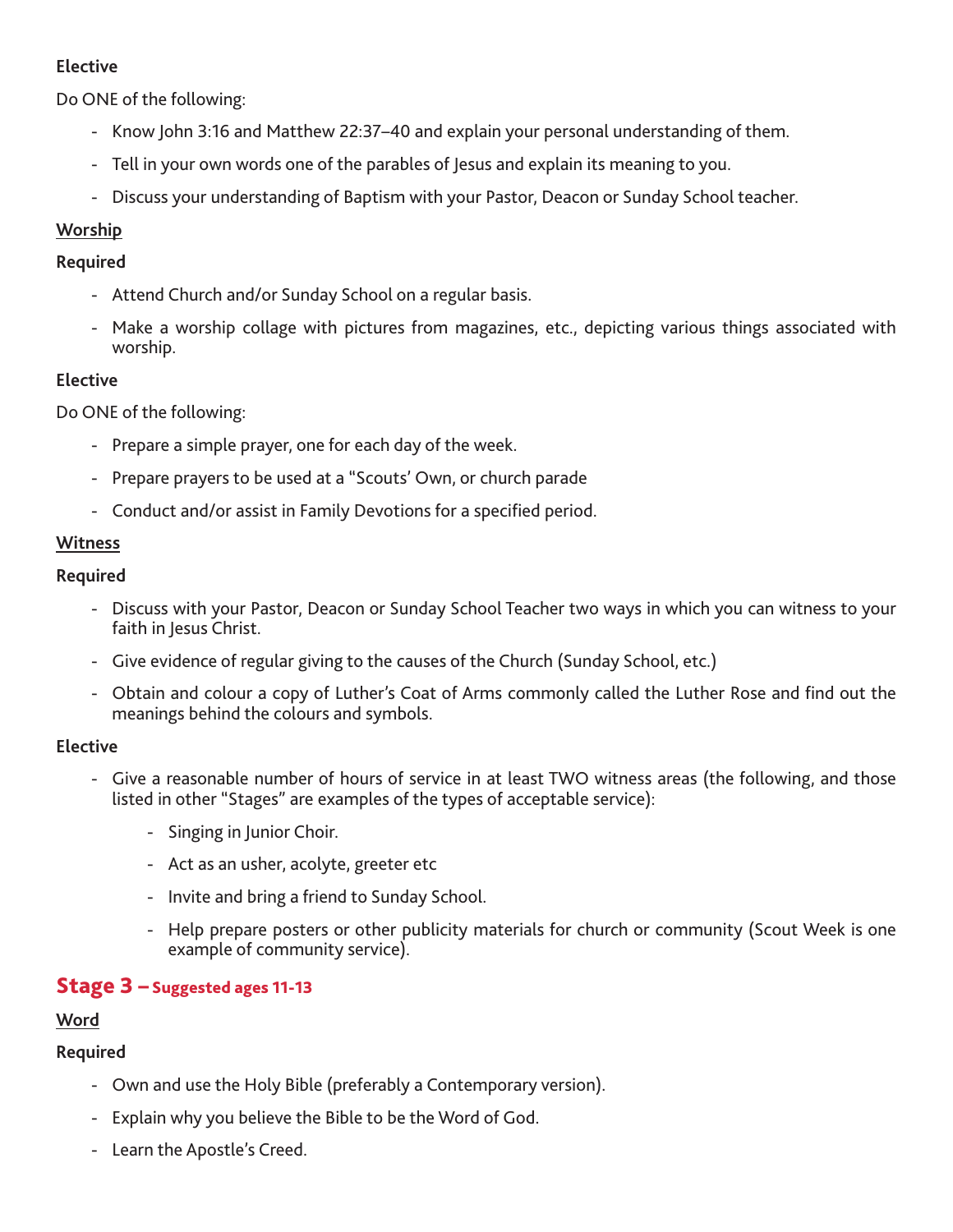**Elective**

Do ONE of the following:

- Know John 3:16 and Matthew 22:37–40 and explain your personal understanding of them.
- Tell in your own words one of the parables of Jesus and explain its meaning to you.
- Discuss your understanding of Baptism with your Pastor, Deacon or Sunday School teacher.

<u>Worship</u>

**Required**

- Attend Church and/or Sunday School on a regular basis.
- Make a worship collage with pictures from magazines, etc., depicting various things associated with worship.

**Elective**

Do ONE of the following:

- Prepare a simple prayer, one for each day of the week.
- Prepare prayers to be used at a "Scouts' Own, or church parade
- Conduct and/or assist in Family Devotions for a specified period.

<u>Witness</u>

**Required**

- Discuss with your Pastor, Deacon or Sunday School Teacher two ways in which you can witness to your faith in Jesus Christ.
- Give evidence of regular giving to the causes of the Church (Sunday School, etc.)
- Obtain and colour a copy of Luther's Coat of Arms commonly called the Luther Rose and find out the meanings behind the colours and symbols.

**Elective**

- Give a reasonable number of hours of service in at least TWO witness areas (the following, and those listed in other "Stages" are examples of the types of acceptable service):
    - Singing in Junior Choir.
    - Act as an usher, acolyte, greeter etc
    - Invite and bring a friend to Sunday School.
    - Help prepare posters or other publicity materials for church or community (Scout Week is one example of community service).

## Stage 3 – Suggested ages 11-13

<u>Word</u>

**Required**

- Own and use the Holy Bible (preferably a Contemporary version).
- Explain why you believe the Bible to be the Word of God.
- Learn the Apostle's Creed.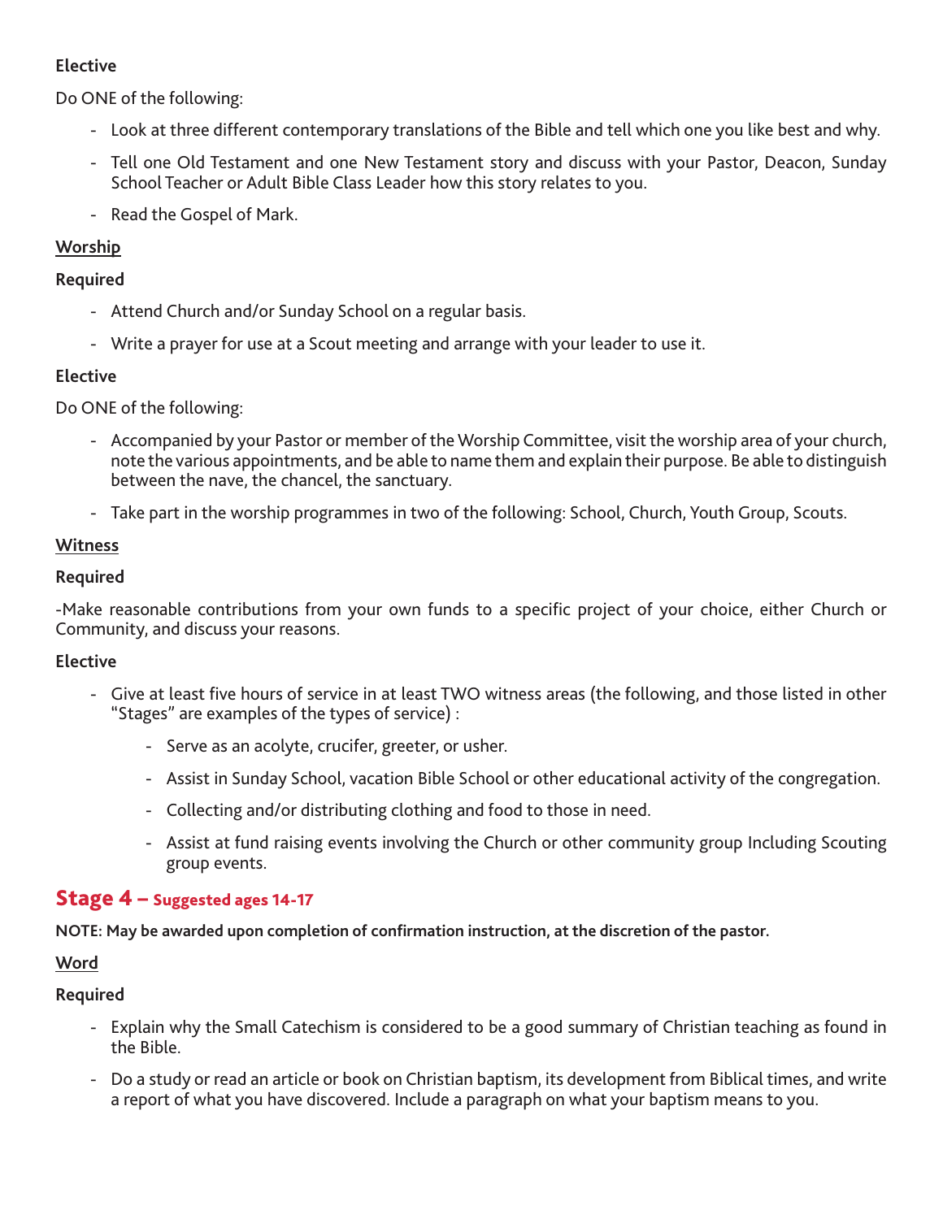**Elective**

Do ONE of the following:

- Look at three different contemporary translations of the Bible and tell which one you like best and why.
- Tell one Old Testament and one New Testament story and discuss with your Pastor, Deacon, Sunday School Teacher or Adult Bible Class Leader how this story relates to you.
- Read the Gospel of Mark.

<u>**Worship**</u>

**Required**

- Attend Church and/or Sunday School on a regular basis.
- Write a prayer for use at a Scout meeting and arrange with your leader to use it.

**Elective**

Do ONE of the following:

- Accompanied by your Pastor or member of the Worship Committee, visit the worship area of your church, note the various appointments, and be able to name them and explain their purpose. Be able to distinguish between the nave, the chancel, the sanctuary.
- Take part in the worship programmes in two of the following: School, Church, Youth Group, Scouts.

<u>**Witness**</u>

**Required**

-Make reasonable contributions from your own funds to a specific project of your choice, either Church or Community, and discuss your reasons.

**Elective**

- Give at least five hours of service in at least TWO witness areas (the following, and those listed in other "Stages" are examples of the types of service) :
  - Serve as an acolyte, crucifer, greeter, or usher.
  - Assist in Sunday School, vacation Bible School or other educational activity of the congregation.
  - Collecting and/or distributing clothing and food to those in need.
  - Assist at fund raising events involving the Church or other community group Including Scouting group events.

## Stage 4 – Suggested ages 14-17

**NOTE: May be awarded upon completion of confirmation instruction, at the discretion of the pastor.**

<u>**Word**</u>

**Required**

- Explain why the Small Catechism is considered to be a good summary of Christian teaching as found in the Bible.
- Do a study or read an article or book on Christian baptism, its development from Biblical times, and write a report of what you have discovered. Include a paragraph on what your baptism means to you.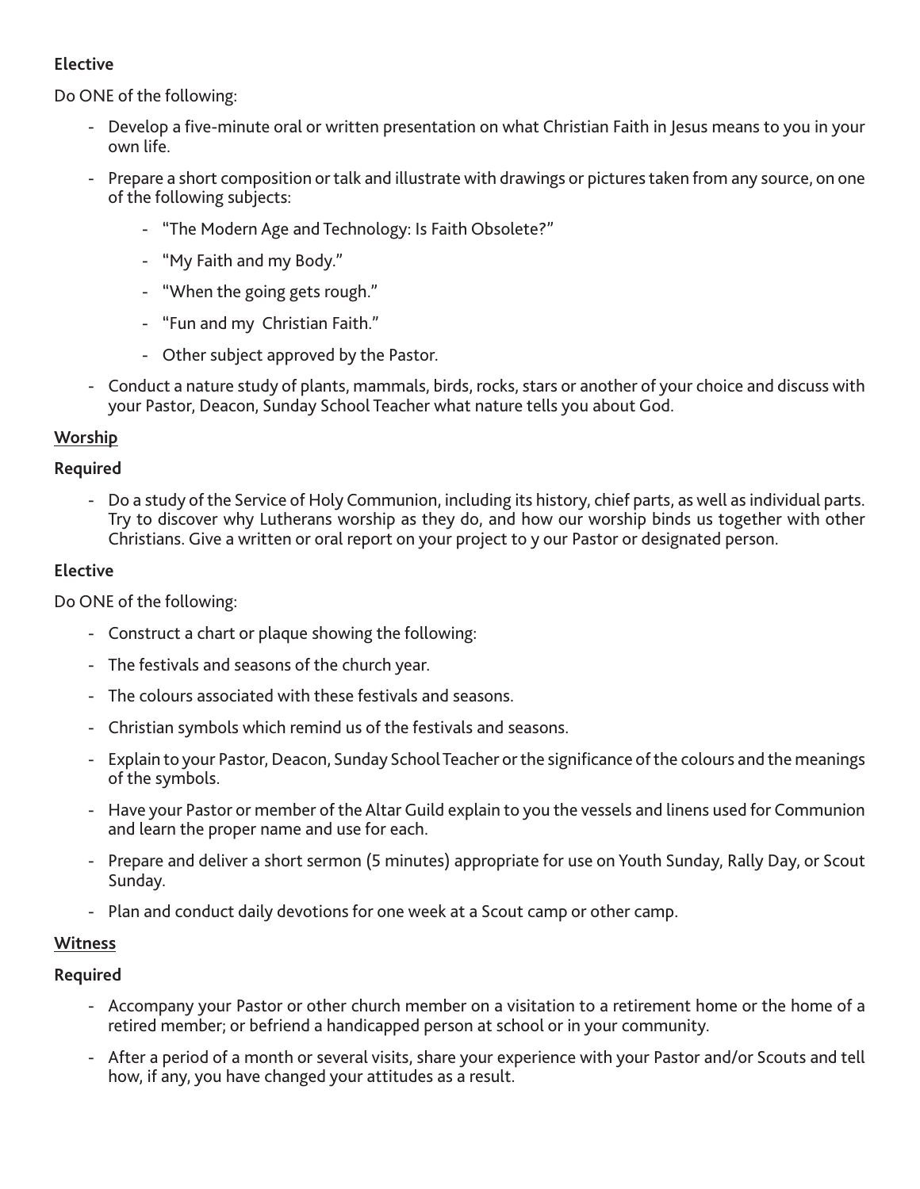**Elective**

Do ONE of the following:

- Develop a five-minute oral or written presentation on what Christian Faith in Jesus means to you in your own life.
- Prepare a short composition or talk and illustrate with drawings or pictures taken from any source, on one of the following subjects:
    - "The Modern Age and Technology: Is Faith Obsolete?"
    - "My Faith and my Body."
    - "When the going gets rough."
    - "Fun and my Christian Faith."
    - Other subject approved by the Pastor.
- Conduct a nature study of plants, mammals, birds, rocks, stars or another of your choice and discuss with your Pastor, Deacon, Sunday School Teacher what nature tells you about God.

## Worship

**Required**

- Do a study of the Service of Holy Communion, including its history, chief parts, as well as individual parts. Try to discover why Lutherans worship as they do, and how our worship binds us together with other Christians. Give a written or oral report on your project to y our Pastor or designated person.

**Elective**

Do ONE of the following:

- Construct a chart or plaque showing the following:
- The festivals and seasons of the church year.
- The colours associated with these festivals and seasons.
- Christian symbols which remind us of the festivals and seasons.
- Explain to your Pastor, Deacon, Sunday School Teacher or the significance of the colours and the meanings of the symbols.
- Have your Pastor or member of the Altar Guild explain to you the vessels and linens used for Communion and learn the proper name and use for each.
- Prepare and deliver a short sermon (5 minutes) appropriate for use on Youth Sunday, Rally Day, or Scout Sunday.
- Plan and conduct daily devotions for one week at a Scout camp or other camp.

## Witness

**Required**

- Accompany your Pastor or other church member on a visitation to a retirement home or the home of a retired member; or befriend a handicapped person at school or in your community.
- After a period of a month or several visits, share your experience with your Pastor and/or Scouts and tell how, if any, you have changed your attitudes as a result.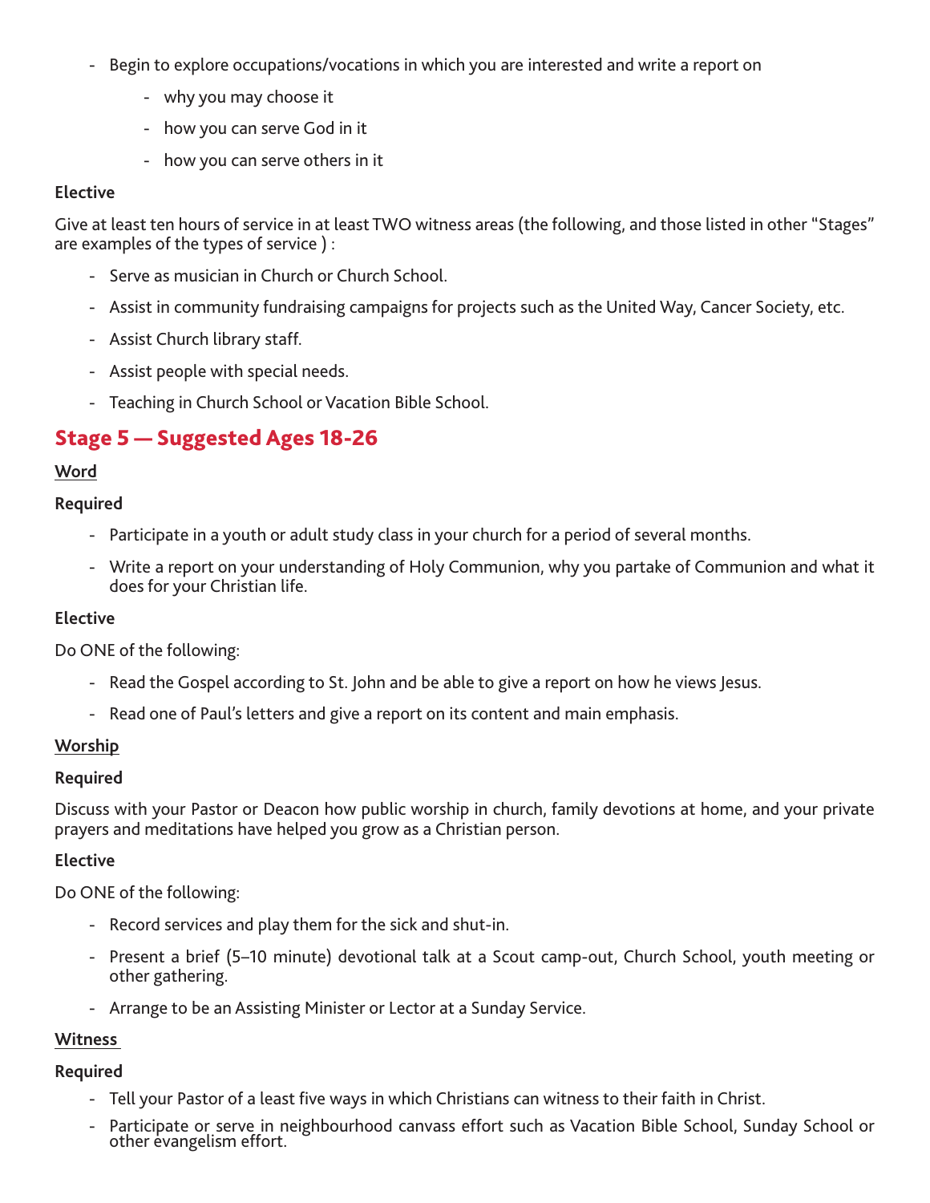- Begin to explore occupations/vocations in which you are interested and write a report on
    - why you may choose it
    - how you can serve God in it
    - how you can serve others in it

**Elective**

Give at least ten hours of service in at least TWO witness areas (the following, and those listed in other "Stages" are examples of the types of service ) :

- Serve as musician in Church or Church School.
- Assist in community fundraising campaigns for projects such as the United Way, Cancer Society, etc.
- Assist Church library staff.
- Assist people with special needs.
- Teaching in Church School or Vacation Bible School.

## Stage 5 — Suggested Ages 18-26

**Word**

**Required**

- Participate in a youth or adult study class in your church for a period of several months.
- Write a report on your understanding of Holy Communion, why you partake of Communion and what it does for your Christian life.

**Elective**

Do ONE of the following:

- Read the Gospel according to St. John and be able to give a report on how he views Jesus.
- Read one of Paul's letters and give a report on its content and main emphasis.

**Worship**

**Required**

Discuss with your Pastor or Deacon how public worship in church, family devotions at home, and your private prayers and meditations have helped you grow as a Christian person.

**Elective**

Do ONE of the following:

- Record services and play them for the sick and shut-in.
- Present a brief (5–10 minute) devotional talk at a Scout camp-out, Church School, youth meeting or other gathering.
- Arrange to be an Assisting Minister or Lector at a Sunday Service.

**Witness**

**Required**

- Tell your Pastor of a least five ways in which Christians can witness to their faith in Christ.
- Participate or serve in neighbourhood canvass effort such as Vacation Bible School, Sunday School or other evangelism effort.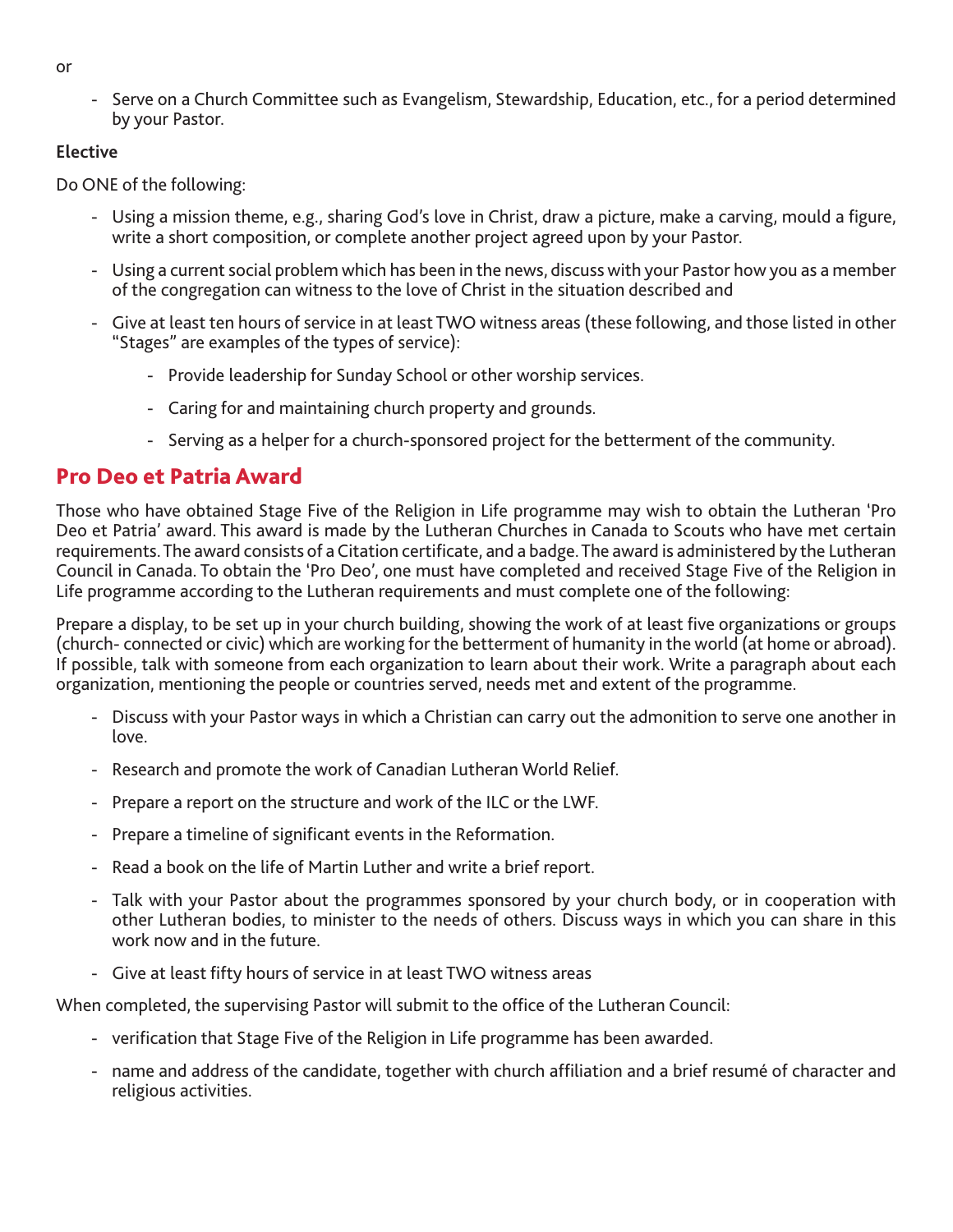or

- Serve on a Church Committee such as Evangelism, Stewardship, Education, etc., for a period determined by your Pastor.

**Elective**

Do ONE of the following:

- Using a mission theme, e.g., sharing God's love in Christ, draw a picture, make a carving, mould a figure, write a short composition, or complete another project agreed upon by your Pastor.
- Using a current social problem which has been in the news, discuss with your Pastor how you as a member of the congregation can witness to the love of Christ in the situation described and
- Give at least ten hours of service in at least TWO witness areas (these following, and those listed in other "Stages" are examples of the types of service):
    - Provide leadership for Sunday School or other worship services.
    - Caring for and maintaining church property and grounds.
    - Serving as a helper for a church-sponsored project for the betterment of the community.

## Pro Deo et Patria Award

Those who have obtained Stage Five of the Religion in Life programme may wish to obtain the Lutheran 'Pro Deo et Patria' award. This award is made by the Lutheran Churches in Canada to Scouts who have met certain requirements. The award consists of a Citation certificate, and a badge. The award is administered by the Lutheran Council in Canada. To obtain the 'Pro Deo', one must have completed and received Stage Five of the Religion in Life programme according to the Lutheran requirements and must complete one of the following:

Prepare a display, to be set up in your church building, showing the work of at least five organizations or groups (church- connected or civic) which are working for the betterment of humanity in the world (at home or abroad). If possible, talk with someone from each organization to learn about their work. Write a paragraph about each organization, mentioning the people or countries served, needs met and extent of the programme.

- Discuss with your Pastor ways in which a Christian can carry out the admonition to serve one another in love.
- Research and promote the work of Canadian Lutheran World Relief.
- Prepare a report on the structure and work of the ILC or the LWF.
- Prepare a timeline of significant events in the Reformation.
- Read a book on the life of Martin Luther and write a brief report.
- Talk with your Pastor about the programmes sponsored by your church body, or in cooperation with other Lutheran bodies, to minister to the needs of others. Discuss ways in which you can share in this work now and in the future.
- Give at least fifty hours of service in at least TWO witness areas

When completed, the supervising Pastor will submit to the office of the Lutheran Council:

- verification that Stage Five of the Religion in Life programme has been awarded.
- name and address of the candidate, together with church affiliation and a brief resumé of character and religious activities.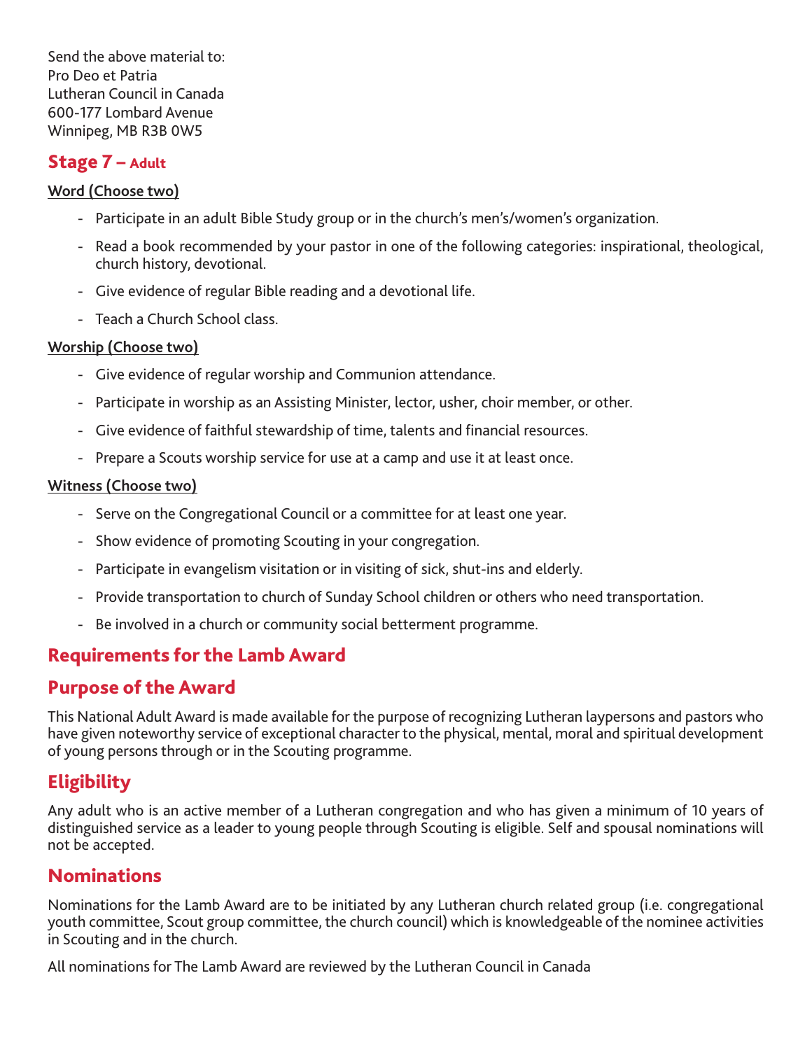Send the above material to:
Pro Deo et Patria
Lutheran Council in Canada
600-177 Lombard Avenue
Winnipeg, MB R3B 0W5

## Stage 7 – Adult

**Word (Choose two)**

- Participate in an adult Bible Study group or in the church's men's/women's organization.
- Read a book recommended by your pastor in one of the following categories: inspirational, theological, church history, devotional.
- Give evidence of regular Bible reading and a devotional life.
- Teach a Church School class.

**Worship (Choose two)**

- Give evidence of regular worship and Communion attendance.
- Participate in worship as an Assisting Minister, lector, usher, choir member, or other.
- Give evidence of faithful stewardship of time, talents and financial resources.
- Prepare a Scouts worship service for use at a camp and use it at least once.

**Witness (Choose two)**

- Serve on the Congregational Council or a committee for at least one year.
- Show evidence of promoting Scouting in your congregation.
- Participate in evangelism visitation or in visiting of sick, shut-ins and elderly.
- Provide transportation to church of Sunday School children or others who need transportation.
- Be involved in a church or community social betterment programme.

## Requirements for the Lamb Award

## Purpose of the Award

This National Adult Award is made available for the purpose of recognizing Lutheran laypersons and pastors who have given noteworthy service of exceptional character to the physical, mental, moral and spiritual development of young persons through or in the Scouting programme.

## Eligibility

Any adult who is an active member of a Lutheran congregation and who has given a minimum of 10 years of distinguished service as a leader to young people through Scouting is eligible. Self and spousal nominations will not be accepted.

## Nominations

Nominations for the Lamb Award are to be initiated by any Lutheran church related group (i.e. congregational youth committee, Scout group committee, the church council) which is knowledgeable of the nominee activities in Scouting and in the church.

All nominations for The Lamb Award are reviewed by the Lutheran Council in Canada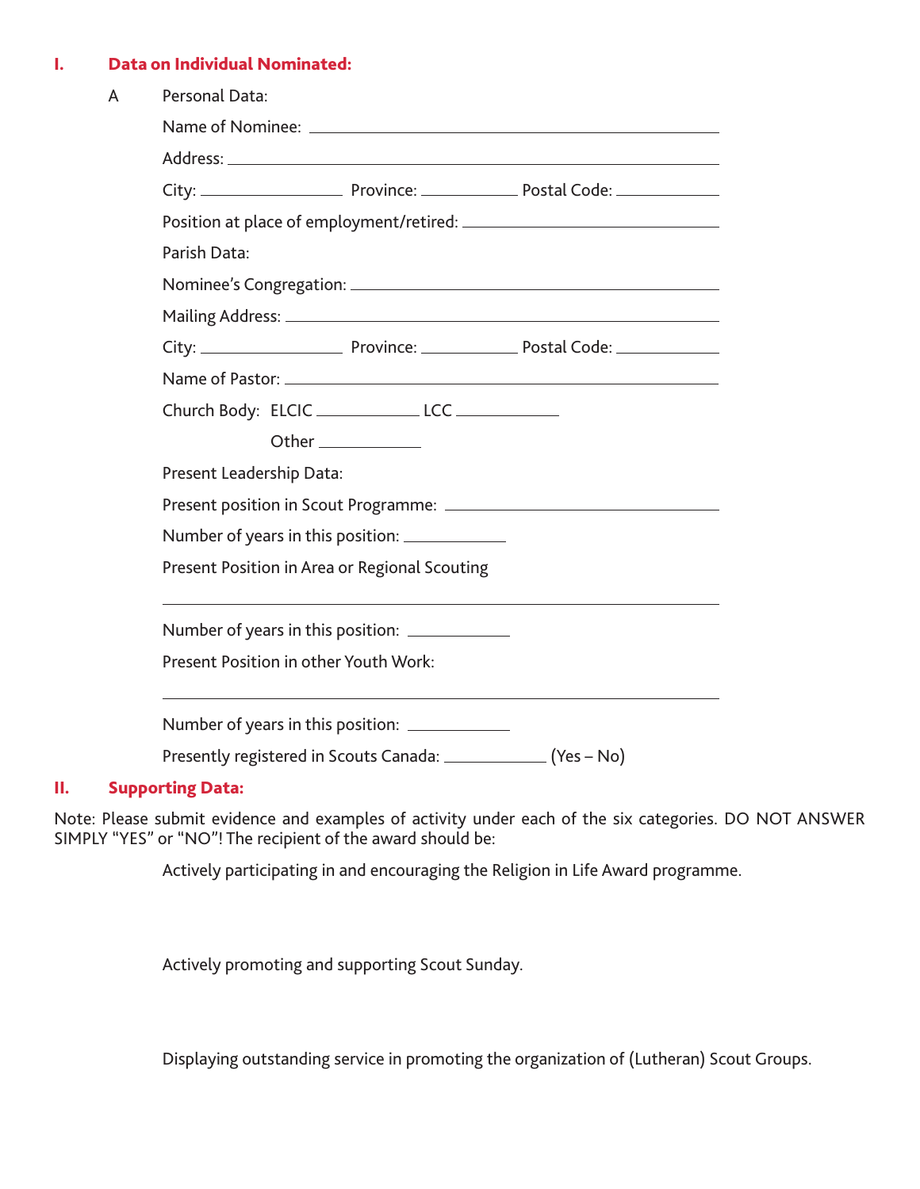## I. Data on Individual Nominated:

A Personal Data:

Name of Nominee: ______________________________

Address: ______________________________

City: ____________ Province: __________ Postal Code: __________

Position at place of employment/retired: ______________________________

Parish Data:

Nominee's Congregation: ______________________________

Mailing Address: ______________________________

City: ____________ Province: __________ Postal Code: __________

Name of Pastor: ______________________________

Church Body: ELCIC __________ LCC __________

Other __________

Present Leadership Data:

Present position in Scout Programme: ______________________________

Number of years in this position: __________

Present Position in Area or Regional Scouting

______________________________

Number of years in this position: __________

Present Position in other Youth Work:

______________________________

Number of years in this position: __________

Presently registered in Scouts Canada: __________ (Yes – No)

## II. Supporting Data:

Note: Please submit evidence and examples of activity under each of the six categories. DO NOT ANSWER SIMPLY "YES" or "NO"! The recipient of the award should be:

Actively participating in and encouraging the Religion in Life Award programme.

Actively promoting and supporting Scout Sunday.

Displaying outstanding service in promoting the organization of (Lutheran) Scout Groups.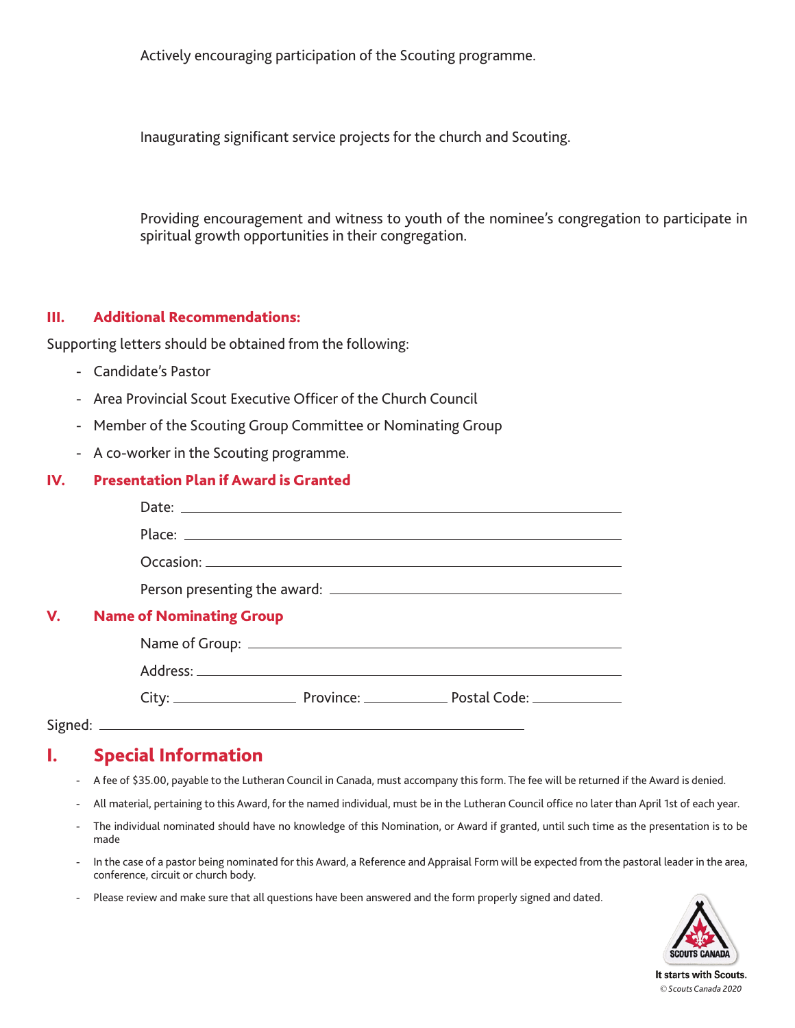Actively encouraging participation of the Scouting programme.

Inaugurating significant service projects for the church and Scouting.

Providing encouragement and witness to youth of the nominee's congregation to participate in spiritual growth opportunities in their congregation.

## III. Additional Recommendations:

Supporting letters should be obtained from the following:

- Candidate's Pastor
- Area Provincial Scout Executive Officer of the Church Council
- Member of the Scouting Group Committee or Nominating Group
- A co-worker in the Scouting programme.

## IV. Presentation Plan if Award is Granted

Date: ______________________________

Place: ______________________________

Occasion: ______________________________

Person presenting the award: ______________________________

## V. Name of Nominating Group

Name of Group: ______________________________

Address: ______________________________

City: ______________ Province: ____________ Postal Code: ____________

Signed: ______________________________

# I. Special Information

- A fee of $35.00, payable to the Lutheran Council in Canada, must accompany this form. The fee will be returned if the Award is denied.
- All material, pertaining to this Award, for the named individual, must be in the Lutheran Council office no later than April 1st of each year.
- The individual nominated should have no knowledge of this Nomination, or Award if granted, until such time as the presentation is to be made
- In the case of a pastor being nominated for this Award, a Reference and Appraisal Form will be expected from the pastoral leader in the area, conference, circuit or church body.
- Please review and make sure that all questions have been answered and the form properly signed and dated.

SCOUTS CANADA

It starts with Scouts.

*© Scouts Canada 2020*